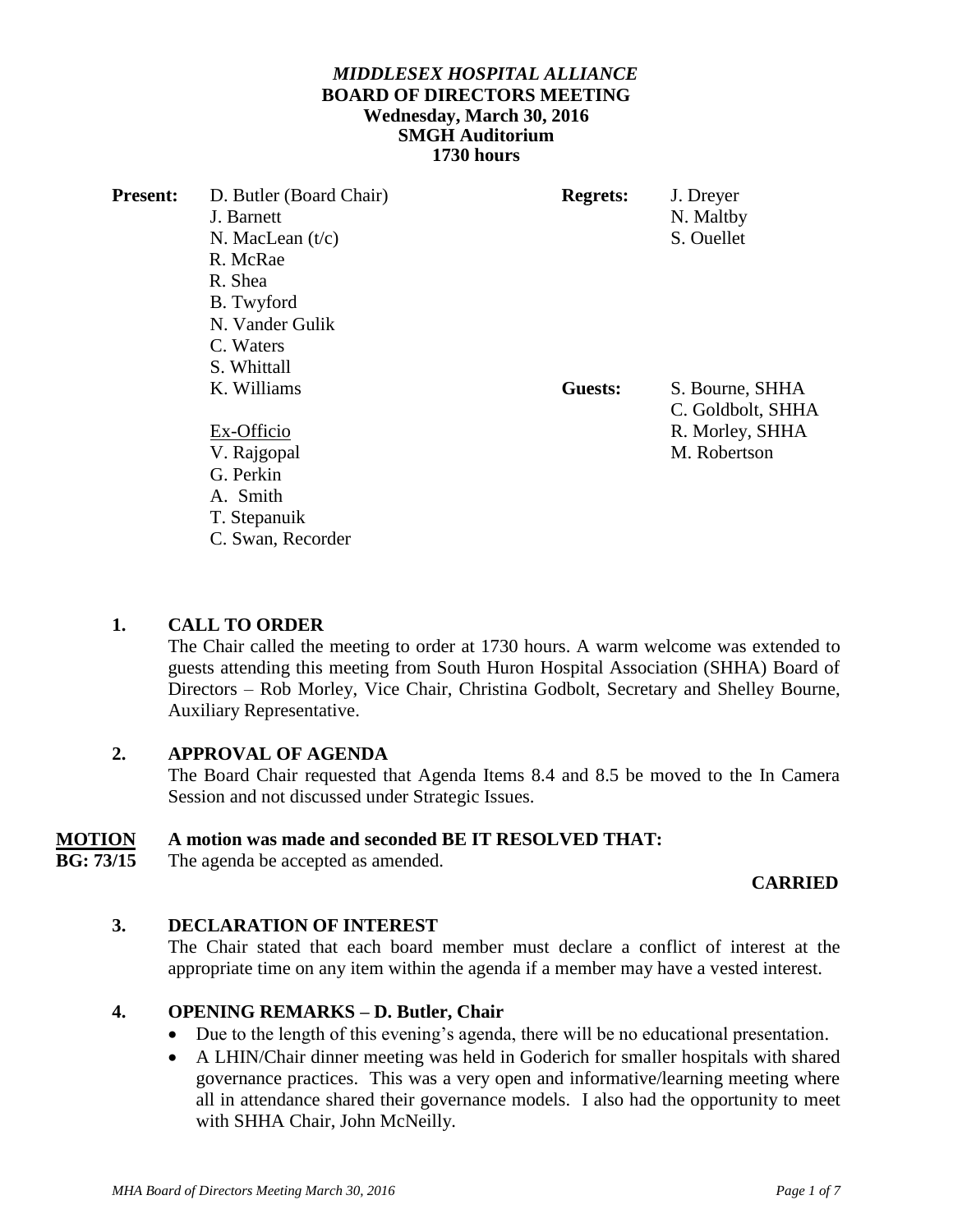# *MIDDLESEX HOSPITAL ALLIANCE*
## BOARD OF DIRECTORS MEETING
**Wednesday, March 30, 2016**
**SMGH Auditorium**
**1730 hours**

| | | | |
|---|---|---|---|
| **Present:** | D. Butler (Board Chair) | **Regrets:** | J. Dreyer |
| | J. Barnett | | N. Maltby |
| | N. MacLean (t/c) | | S. Ouellet |
| | R. McRae | | |
| | R. Shea | | |
| | B. Twyford | | |
| | N. Vander Gulik | | |
| | C. Waters | | |
| | S. Whittall | | |
| | K. Williams | **Guests:** | S. Bourne, SHHA |
| | | | C. Goldbolt, SHHA |
| | Ex-Officio | | R. Morley, SHHA |
| | V. Rajgopal | | M. Robertson |
| | G. Perkin | | |
| | A. Smith | | |
| | T. Stepanuik | | |
| | C. Swan, Recorder | | |

### 1. CALL TO ORDER

The Chair called the meeting to order at 1730 hours. A warm welcome was extended to guests attending this meeting from South Huron Hospital Association (SHHA) Board of Directors – Rob Morley, Vice Chair, Christina Godbolt, Secretary and Shelley Bourne, Auxiliary Representative.

### 2. APPROVAL OF AGENDA

The Board Chair requested that Agenda Items 8.4 and 8.5 be moved to the In Camera Session and not discussed under Strategic Issues.

**MOTION BG: 73/15** **A motion was made and seconded BE IT RESOLVED THAT:**
The agenda be accepted as amended.

**CARRIED**

### 3. DECLARATION OF INTEREST

The Chair stated that each board member must declare a conflict of interest at the appropriate time on any item within the agenda if a member may have a vested interest.

### 4. OPENING REMARKS – D. Butler, Chair

- Due to the length of this evening's agenda, there will be no educational presentation.
- A LHIN/Chair dinner meeting was held in Goderich for smaller hospitals with shared governance practices. This was a very open and informative/learning meeting where all in attendance shared their governance models. I also had the opportunity to meet with SHHA Chair, John McNeilly.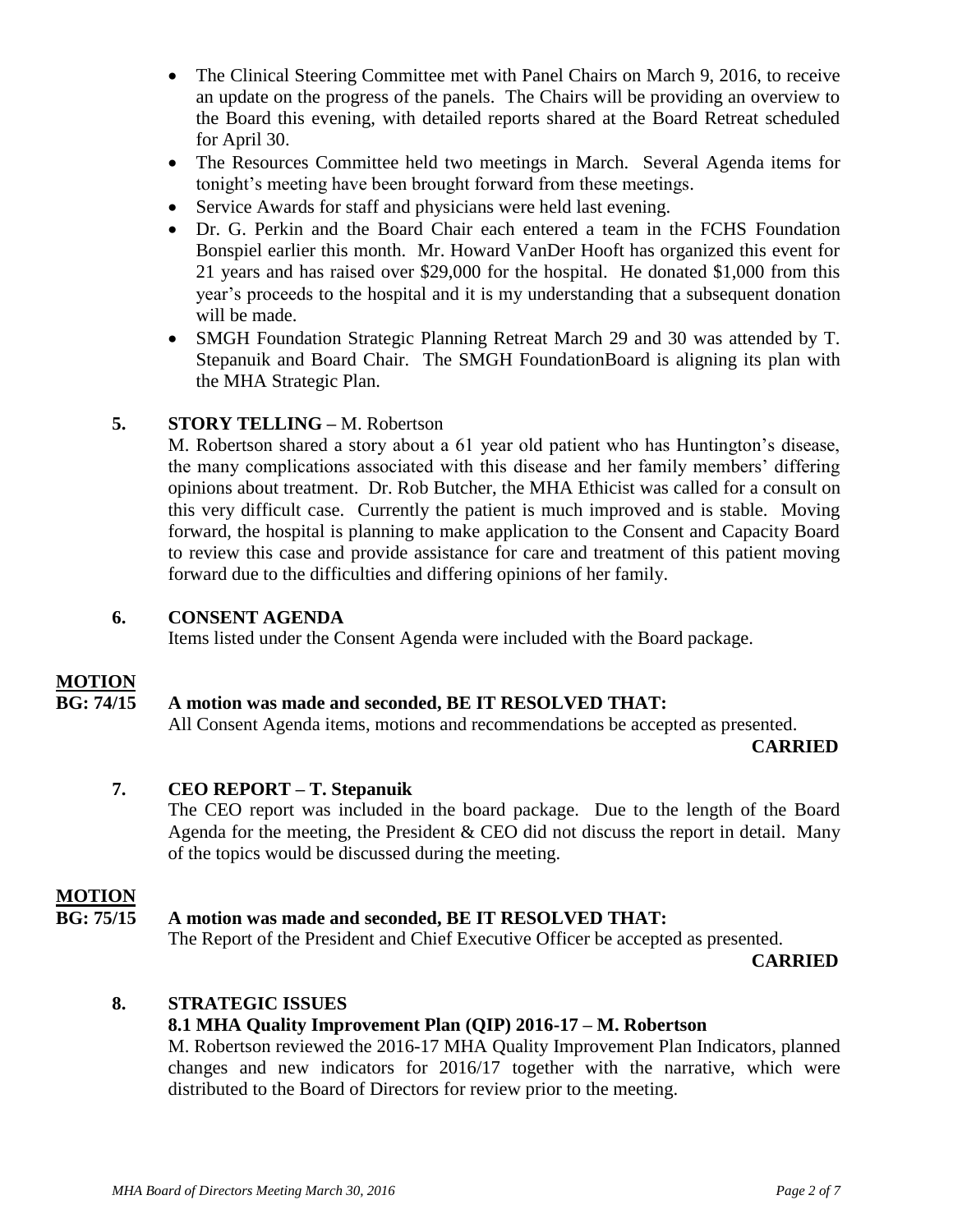- The Clinical Steering Committee met with Panel Chairs on March 9, 2016, to receive an update on the progress of the panels. The Chairs will be providing an overview to the Board this evening, with detailed reports shared at the Board Retreat scheduled for April 30.
- The Resources Committee held two meetings in March. Several Agenda items for tonight's meeting have been brought forward from these meetings.
- Service Awards for staff and physicians were held last evening.
- Dr. G. Perkin and the Board Chair each entered a team in the FCHS Foundation Bonspiel earlier this month. Mr. Howard VanDer Hooft has organized this event for 21 years and has raised over $29,000 for the hospital. He donated $1,000 from this year's proceeds to the hospital and it is my understanding that a subsequent donation will be made.
- SMGH Foundation Strategic Planning Retreat March 29 and 30 was attended by T. Stepanuik and Board Chair. The SMGH FoundationBoard is aligning its plan with the MHA Strategic Plan.

## 5. STORY TELLING – M. Robertson

M. Robertson shared a story about a 61 year old patient who has Huntington's disease, the many complications associated with this disease and her family members' differing opinions about treatment. Dr. Rob Butcher, the MHA Ethicist was called for a consult on this very difficult case. Currently the patient is much improved and is stable. Moving forward, the hospital is planning to make application to the Consent and Capacity Board to review this case and provide assistance for care and treatment of this patient moving forward due to the difficulties and differing opinions of her family.

## 6. CONSENT AGENDA

Items listed under the Consent Agenda were included with the Board package.

**MOTION**
**BG: 74/15** **A motion was made and seconded, BE IT RESOLVED THAT:**
All Consent Agenda items, motions and recommendations be accepted as presented.
**CARRIED**

## 7. CEO REPORT – T. Stepanuik

The CEO report was included in the board package. Due to the length of the Board Agenda for the meeting, the President & CEO did not discuss the report in detail. Many of the topics would be discussed during the meeting.

**MOTION**
**BG: 75/15** **A motion was made and seconded, BE IT RESOLVED THAT:**
The Report of the President and Chief Executive Officer be accepted as presented.
**CARRIED**

## 8. STRATEGIC ISSUES

### 8.1 MHA Quality Improvement Plan (QIP) 2016-17 – M. Robertson

M. Robertson reviewed the 2016-17 MHA Quality Improvement Plan Indicators, planned changes and new indicators for 2016/17 together with the narrative, which were distributed to the Board of Directors for review prior to the meeting.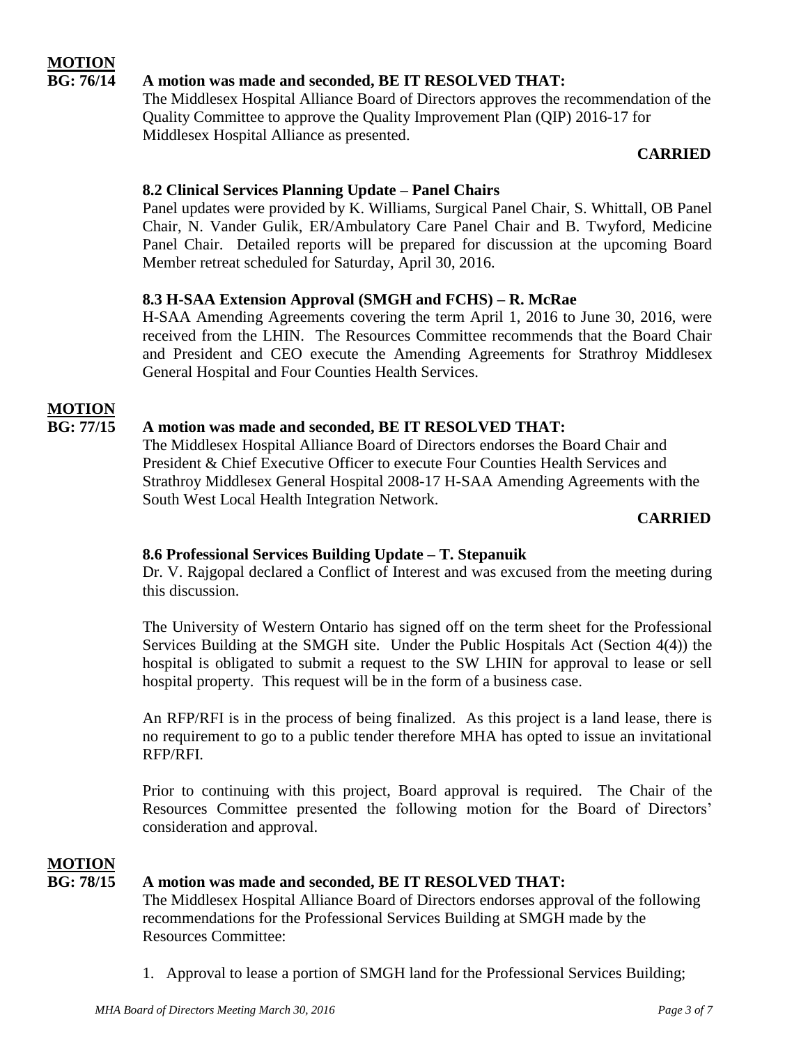**MOTION**

**BG: 76/14** **A motion was made and seconded, BE IT RESOLVED THAT:**

The Middlesex Hospital Alliance Board of Directors approves the recommendation of the Quality Committee to approve the Quality Improvement Plan (QIP) 2016-17 for Middlesex Hospital Alliance as presented.

**CARRIED**

**8.2 Clinical Services Planning Update – Panel Chairs**

Panel updates were provided by K. Williams, Surgical Panel Chair, S. Whittall, OB Panel Chair, N. Vander Gulik, ER/Ambulatory Care Panel Chair and B. Twyford, Medicine Panel Chair. Detailed reports will be prepared for discussion at the upcoming Board Member retreat scheduled for Saturday, April 30, 2016.

**8.3 H-SAA Extension Approval (SMGH and FCHS) – R. McRae**

H-SAA Amending Agreements covering the term April 1, 2016 to June 30, 2016, were received from the LHIN. The Resources Committee recommends that the Board Chair and President and CEO execute the Amending Agreements for Strathroy Middlesex General Hospital and Four Counties Health Services.

**MOTION**

**BG: 77/15** **A motion was made and seconded, BE IT RESOLVED THAT:**

The Middlesex Hospital Alliance Board of Directors endorses the Board Chair and President & Chief Executive Officer to execute Four Counties Health Services and Strathroy Middlesex General Hospital 2008-17 H-SAA Amending Agreements with the South West Local Health Integration Network.

**CARRIED**

**8.6 Professional Services Building Update – T. Stepanuik**

Dr. V. Rajgopal declared a Conflict of Interest and was excused from the meeting during this discussion.

The University of Western Ontario has signed off on the term sheet for the Professional Services Building at the SMGH site. Under the Public Hospitals Act (Section 4(4)) the hospital is obligated to submit a request to the SW LHIN for approval to lease or sell hospital property. This request will be in the form of a business case.

An RFP/RFI is in the process of being finalized. As this project is a land lease, there is no requirement to go to a public tender therefore MHA has opted to issue an invitational RFP/RFI.

Prior to continuing with this project, Board approval is required. The Chair of the Resources Committee presented the following motion for the Board of Directors' consideration and approval.

**MOTION**

**BG: 78/15** **A motion was made and seconded, BE IT RESOLVED THAT:**

The Middlesex Hospital Alliance Board of Directors endorses approval of the following recommendations for the Professional Services Building at SMGH made by the Resources Committee:

1. Approval to lease a portion of SMGH land for the Professional Services Building;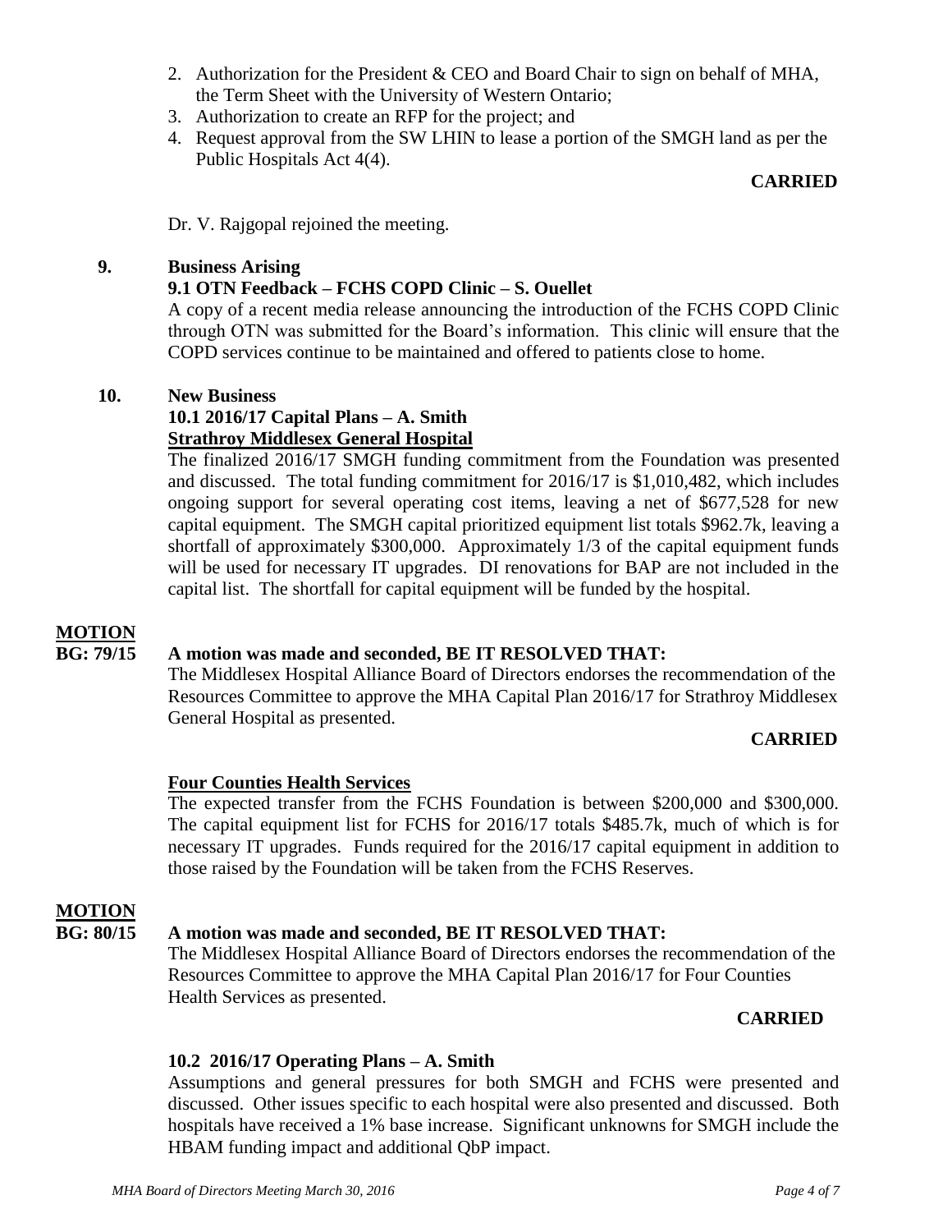2. Authorization for the President & CEO and Board Chair to sign on behalf of MHA, the Term Sheet with the University of Western Ontario;
3. Authorization to create an RFP for the project; and
4. Request approval from the SW LHIN to lease a portion of the SMGH land as per the Public Hospitals Act 4(4).

**CARRIED**

Dr. V. Rajgopal rejoined the meeting.

## 9. Business Arising

### 9.1 OTN Feedback – FCHS COPD Clinic – S. Ouellet

A copy of a recent media release announcing the introduction of the FCHS COPD Clinic through OTN was submitted for the Board's information. This clinic will ensure that the COPD services continue to be maintained and offered to patients close to home.

## 10. New Business

### 10.1 2016/17 Capital Plans – A. Smith

**Strathroy Middlesex General Hospital**

The finalized 2016/17 SMGH funding commitment from the Foundation was presented and discussed. The total funding commitment for 2016/17 is $1,010,482, which includes ongoing support for several operating cost items, leaving a net of $677,528 for new capital equipment. The SMGH capital prioritized equipment list totals $962.7k, leaving a shortfall of approximately $300,000. Approximately 1/3 of the capital equipment funds will be used for necessary IT upgrades. DI renovations for BAP are not included in the capital list. The shortfall for capital equipment will be funded by the hospital.

**MOTION**
**BG: 79/15** **A motion was made and seconded, BE IT RESOLVED THAT:**

The Middlesex Hospital Alliance Board of Directors endorses the recommendation of the Resources Committee to approve the MHA Capital Plan 2016/17 for Strathroy Middlesex General Hospital as presented.

**CARRIED**

**Four Counties Health Services**

The expected transfer from the FCHS Foundation is between $200,000 and $300,000. The capital equipment list for FCHS for 2016/17 totals $485.7k, much of which is for necessary IT upgrades. Funds required for the 2016/17 capital equipment in addition to those raised by the Foundation will be taken from the FCHS Reserves.

**MOTION**
**BG: 80/15** **A motion was made and seconded, BE IT RESOLVED THAT:**

The Middlesex Hospital Alliance Board of Directors endorses the recommendation of the Resources Committee to approve the MHA Capital Plan 2016/17 for Four Counties Health Services as presented.

**CARRIED**

### 10.2 2016/17 Operating Plans – A. Smith

Assumptions and general pressures for both SMGH and FCHS were presented and discussed. Other issues specific to each hospital were also presented and discussed. Both hospitals have received a 1% base increase. Significant unknowns for SMGH include the HBAM funding impact and additional QbP impact.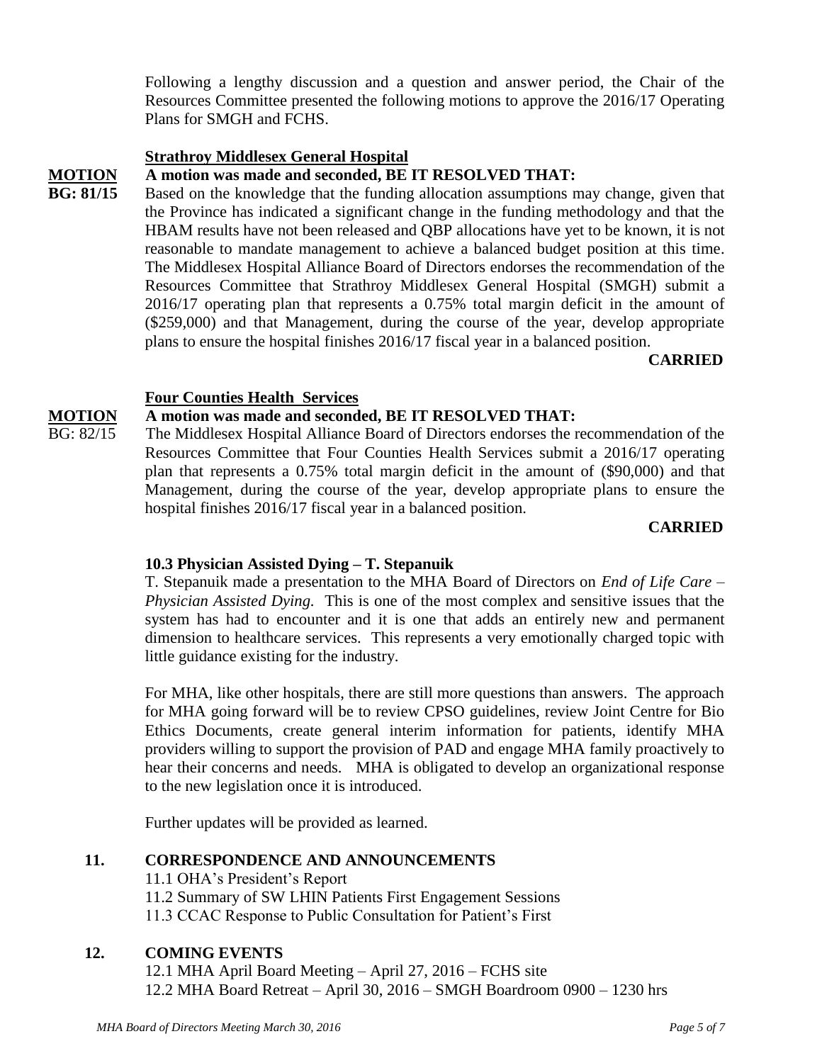Following a lengthy discussion and a question and answer period, the Chair of the Resources Committee presented the following motions to approve the 2016/17 Operating Plans for SMGH and FCHS.

**Strathroy Middlesex General Hospital**

**MOTION BG: 81/15** **A motion was made and seconded, BE IT RESOLVED THAT:**

Based on the knowledge that the funding allocation assumptions may change, given that the Province has indicated a significant change in the funding methodology and that the HBAM results have not been released and QBP allocations have yet to be known, it is not reasonable to mandate management to achieve a balanced budget position at this time. The Middlesex Hospital Alliance Board of Directors endorses the recommendation of the Resources Committee that Strathroy Middlesex General Hospital (SMGH) submit a 2016/17 operating plan that represents a 0.75% total margin deficit in the amount of ($259,000) and that Management, during the course of the year, develop appropriate plans to ensure the hospital finishes 2016/17 fiscal year in a balanced position.

**CARRIED**

**Four Counties Health Services**

**MOTION** BG: 82/15 **A motion was made and seconded, BE IT RESOLVED THAT:**

The Middlesex Hospital Alliance Board of Directors endorses the recommendation of the Resources Committee that Four Counties Health Services submit a 2016/17 operating plan that represents a 0.75% total margin deficit in the amount of ($90,000) and that Management, during the course of the year, develop appropriate plans to ensure the hospital finishes 2016/17 fiscal year in a balanced position.

**CARRIED**

**10.3 Physician Assisted Dying – T. Stepanuik**

T. Stepanuik made a presentation to the MHA Board of Directors on *End of Life Care – Physician Assisted Dying.* This is one of the most complex and sensitive issues that the system has had to encounter and it is one that adds an entirely new and permanent dimension to healthcare services. This represents a very emotionally charged topic with little guidance existing for the industry.

For MHA, like other hospitals, there are still more questions than answers. The approach for MHA going forward will be to review CPSO guidelines, review Joint Centre for Bio Ethics Documents, create general interim information for patients, identify MHA providers willing to support the provision of PAD and engage MHA family proactively to hear their concerns and needs. MHA is obligated to develop an organizational response to the new legislation once it is introduced.

Further updates will be provided as learned.

## 11. CORRESPONDENCE AND ANNOUNCEMENTS

11.1 OHA's President's Report
11.2 Summary of SW LHIN Patients First Engagement Sessions
11.3 CCAC Response to Public Consultation for Patient's First

## 12. COMING EVENTS

12.1 MHA April Board Meeting – April 27, 2016 – FCHS site
12.2 MHA Board Retreat – April 30, 2016 – SMGH Boardroom 0900 – 1230 hrs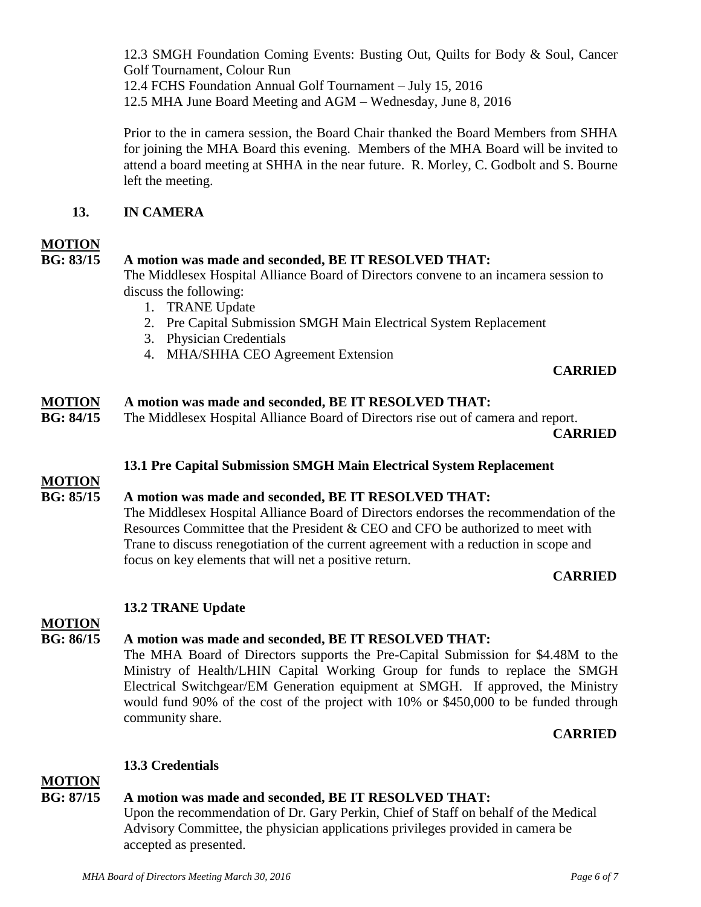12.3 SMGH Foundation Coming Events: Busting Out, Quilts for Body & Soul, Cancer Golf Tournament, Colour Run
12.4 FCHS Foundation Annual Golf Tournament – July 15, 2016
12.5 MHA June Board Meeting and AGM – Wednesday, June 8, 2016

Prior to the in camera session, the Board Chair thanked the Board Members from SHHA for joining the MHA Board this evening. Members of the MHA Board will be invited to attend a board meeting at SHHA in the near future. R. Morley, C. Godbolt and S. Bourne left the meeting.

## 13. IN CAMERA

**MOTION**
**BG: 83/15** **A motion was made and seconded, BE IT RESOLVED THAT:**

The Middlesex Hospital Alliance Board of Directors convene to an incamera session to discuss the following:

1. TRANE Update
2. Pre Capital Submission SMGH Main Electrical System Replacement
3. Physician Credentials
4. MHA/SHHA CEO Agreement Extension

**CARRIED**

**MOTION**
**BG: 84/15** **A motion was made and seconded, BE IT RESOLVED THAT:**

The Middlesex Hospital Alliance Board of Directors rise out of camera and report.

**CARRIED**

### 13.1 Pre Capital Submission SMGH Main Electrical System Replacement

**MOTION**
**BG: 85/15** **A motion was made and seconded, BE IT RESOLVED THAT:**

The Middlesex Hospital Alliance Board of Directors endorses the recommendation of the Resources Committee that the President & CEO and CFO be authorized to meet with Trane to discuss renegotiation of the current agreement with a reduction in scope and focus on key elements that will net a positive return.

**CARRIED**

### 13.2 TRANE Update

**MOTION**
**BG: 86/15** **A motion was made and seconded, BE IT RESOLVED THAT:**

The MHA Board of Directors supports the Pre-Capital Submission for $4.48M to the Ministry of Health/LHIN Capital Working Group for funds to replace the SMGH Electrical Switchgear/EM Generation equipment at SMGH. If approved, the Ministry would fund 90% of the cost of the project with 10% or $450,000 to be funded through community share.

**CARRIED**

### 13.3 Credentials

**MOTION**
**BG: 87/15** **A motion was made and seconded, BE IT RESOLVED THAT:**

Upon the recommendation of Dr. Gary Perkin, Chief of Staff on behalf of the Medical Advisory Committee, the physician applications privileges provided in camera be accepted as presented.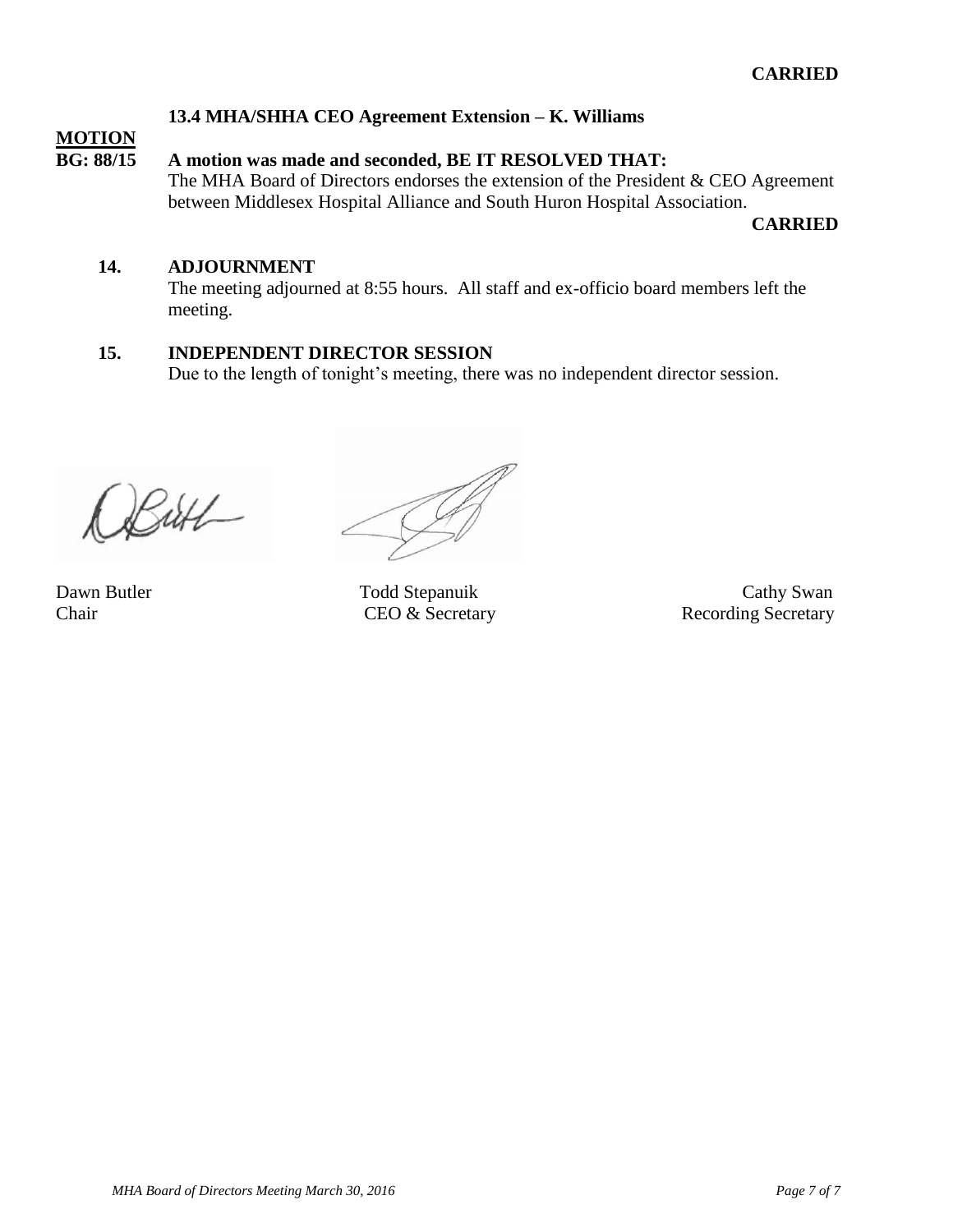**CARRIED**

**13.4 MHA/SHHA CEO Agreement Extension – K. Williams**

**MOTION**
**BG: 88/15** **A motion was made and seconded, BE IT RESOLVED THAT:**
The MHA Board of Directors endorses the extension of the President & CEO Agreement between Middlesex Hospital Alliance and South Huron Hospital Association.

**CARRIED**

**14. ADJOURNMENT**

The meeting adjourned at 8:55 hours. All staff and ex-officio board members left the meeting.

**15. INDEPENDENT DIRECTOR SESSION**

Due to the length of tonight's meeting, there was no independent director session.

| | | |
|---|---|---|
| Dawn Butler | Todd Stepanuik | Cathy Swan |
| Chair | CEO & Secretary | Recording Secretary |